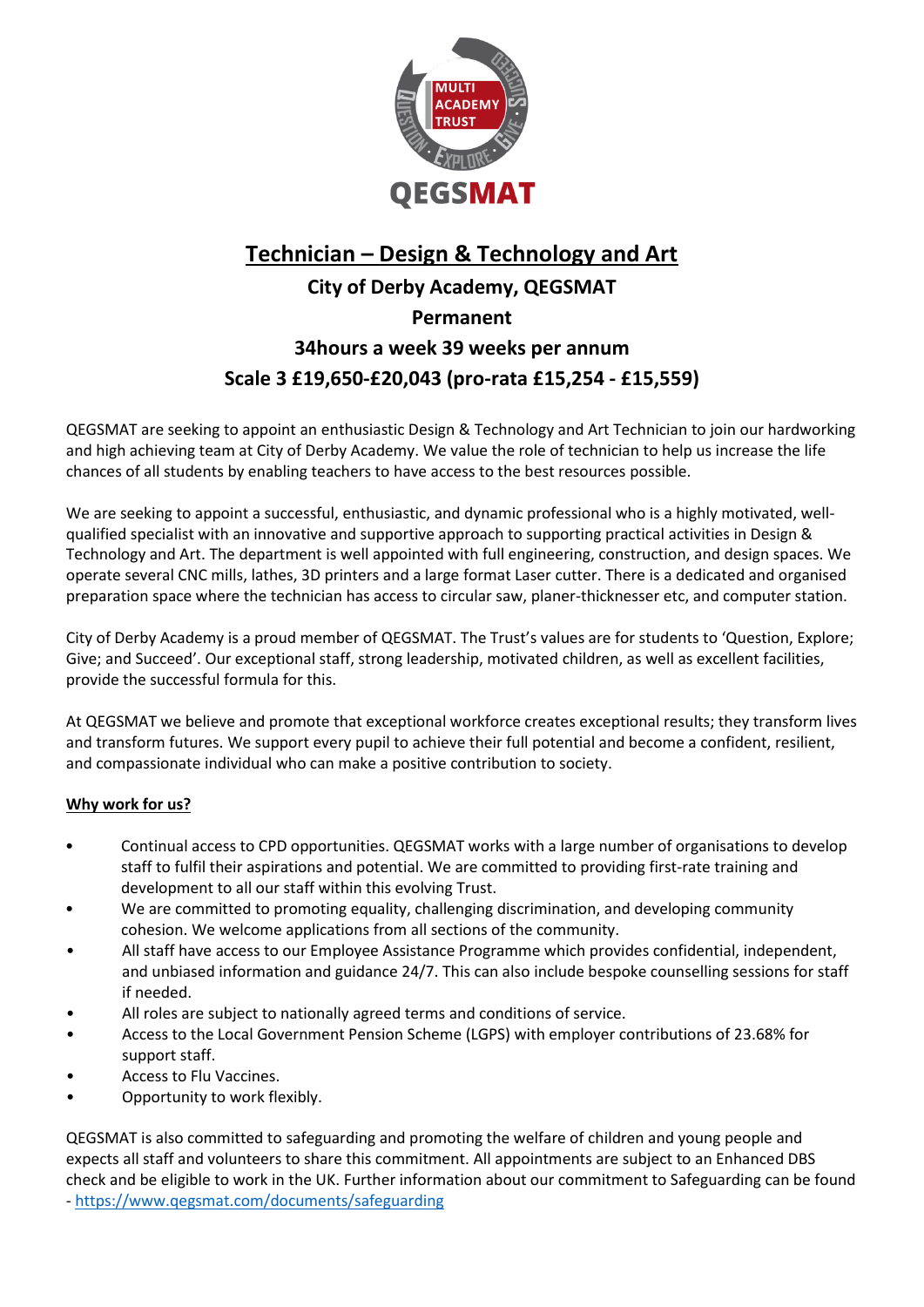# Technician – Design & Technology and Art

**City of Derby Academy, QEGSMAT**

**Permanent**

**34hours a week 39 weeks per annum**

**Scale 3 £19,650-£20,043 (pro-rata £15,254 - £15,559)**

QEGSMAT are seeking to appoint an enthusiastic Design & Technology and Art Technician to join our hardworking and high achieving team at City of Derby Academy. We value the role of technician to help us increase the life chances of all students by enabling teachers to have access to the best resources possible.

We are seeking to appoint a successful, enthusiastic, and dynamic professional who is a highly motivated, well-qualified specialist with an innovative and supportive approach to supporting practical activities in Design & Technology and Art. The department is well appointed with full engineering, construction, and design spaces. We operate several CNC mills, lathes, 3D printers and a large format Laser cutter. There is a dedicated and organised preparation space where the technician has access to circular saw, planer-thicknesser etc, and computer station.

City of Derby Academy is a proud member of QEGSMAT. The Trust's values are for students to 'Question, Explore; Give; and Succeed'. Our exceptional staff, strong leadership, motivated children, as well as excellent facilities, provide the successful formula for this.

At QEGSMAT we believe and promote that exceptional workforce creates exceptional results; they transform lives and transform futures. We support every pupil to achieve their full potential and become a confident, resilient, and compassionate individual who can make a positive contribution to society.

**Why work for us?**

- Continual access to CPD opportunities. QEGSMAT works with a large number of organisations to develop staff to fulfil their aspirations and potential. We are committed to providing first-rate training and development to all our staff within this evolving Trust.
- We are committed to promoting equality, challenging discrimination, and developing community cohesion. We welcome applications from all sections of the community.
- All staff have access to our Employee Assistance Programme which provides confidential, independent, and unbiased information and guidance 24/7. This can also include bespoke counselling sessions for staff if needed.
- All roles are subject to nationally agreed terms and conditions of service.
- Access to the Local Government Pension Scheme (LGPS) with employer contributions of 23.68% for support staff.
- Access to Flu Vaccines.
- Opportunity to work flexibly.

QEGSMAT is also committed to safeguarding and promoting the welfare of children and young people and expects all staff and volunteers to share this commitment. All appointments are subject to an Enhanced DBS check and be eligible to work in the UK. Further information about our commitment to Safeguarding can be found - https://www.qegsmat.com/documents/safeguarding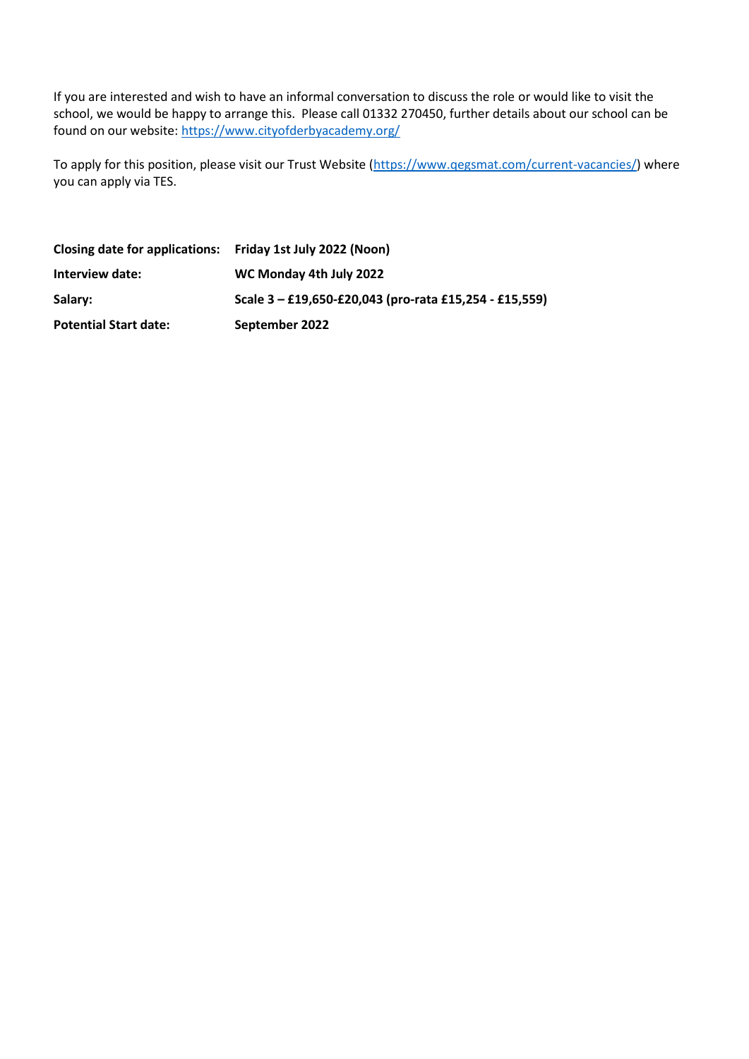If you are interested and wish to have an informal conversation to discuss the role or would like to visit the school, we would be happy to arrange this. Please call 01332 270450, further details about our school can be found on our website: [https://www.cityofderbyacademy.org/](https://www.cityofderbyacademy.org/)

To apply for this position, please visit our Trust Website ([https://www.qegsmat.com/current-vacancies/](https://www.qegsmat.com/current-vacancies/)) where you can apply via TES.

| | |
|---|---|
| **Closing date for applications:** | **Friday 1st July 2022 (Noon)** |
| **Interview date:** | **WC Monday 4th July 2022** |
| **Salary:** | **Scale 3 – £19,650-£20,043 (pro-rata £15,254 - £15,559)** |
| **Potential Start date:** | **September 2022** |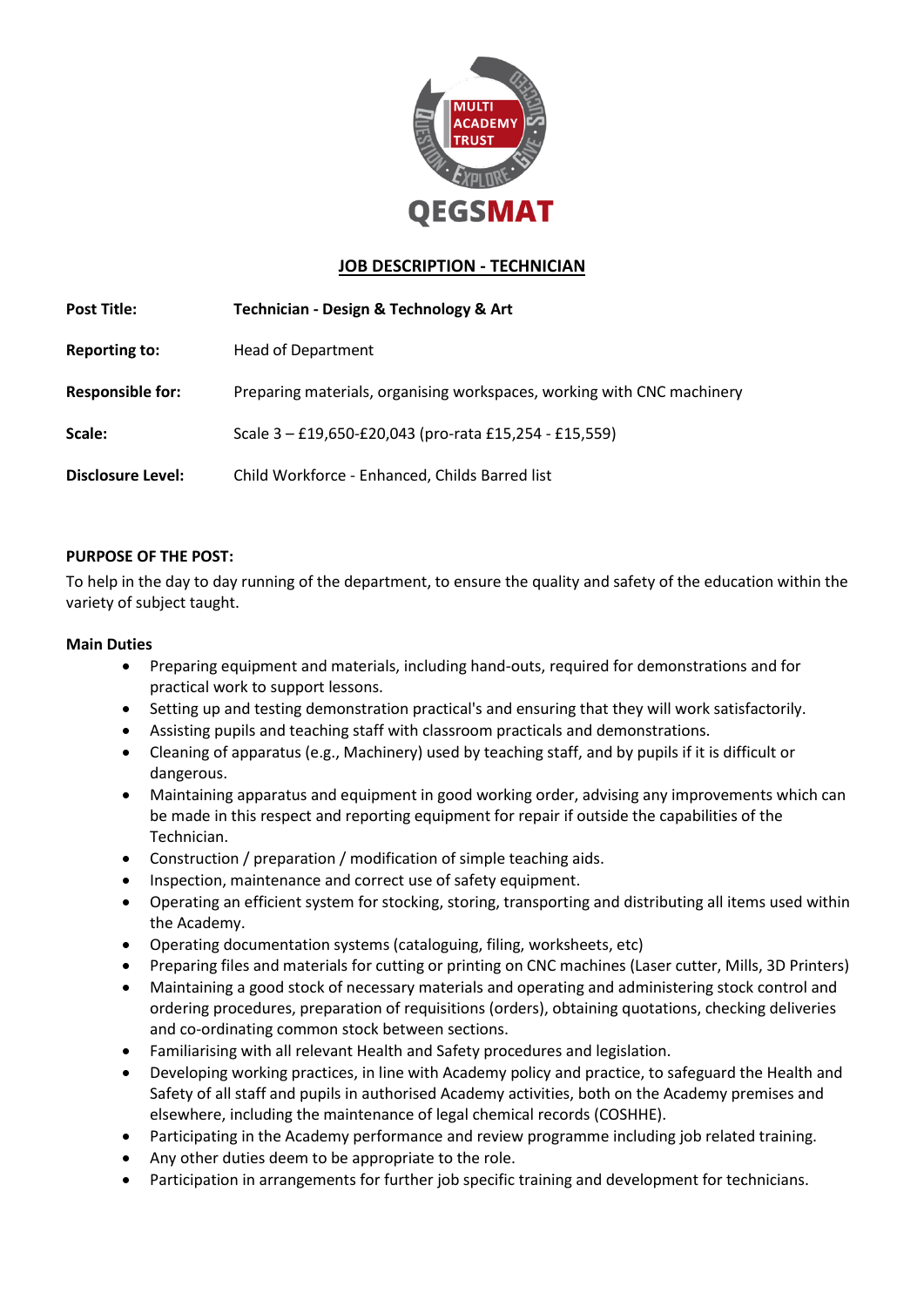# JOB DESCRIPTION - TECHNICIAN

| | |
|---|---|
| **Post Title:** | **Technician - Design & Technology & Art** |
| **Reporting to:** | Head of Department |
| **Responsible for:** | Preparing materials, organising workspaces, working with CNC machinery |
| **Scale:** | Scale 3 – £19,650-£20,043 (pro-rata £15,254 - £15,559) |
| **Disclosure Level:** | Child Workforce - Enhanced, Childs Barred list |

**PURPOSE OF THE POST:**

To help in the day to day running of the department, to ensure the quality and safety of the education within the variety of subject taught.

**Main Duties**

- Preparing equipment and materials, including hand-outs, required for demonstrations and for practical work to support lessons.
- Setting up and testing demonstration practical's and ensuring that they will work satisfactorily.
- Assisting pupils and teaching staff with classroom practicals and demonstrations.
- Cleaning of apparatus (e.g., Machinery) used by teaching staff, and by pupils if it is difficult or dangerous.
- Maintaining apparatus and equipment in good working order, advising any improvements which can be made in this respect and reporting equipment for repair if outside the capabilities of the Technician.
- Construction / preparation / modification of simple teaching aids.
- Inspection, maintenance and correct use of safety equipment.
- Operating an efficient system for stocking, storing, transporting and distributing all items used within the Academy.
- Operating documentation systems (cataloguing, filing, worksheets, etc)
- Preparing files and materials for cutting or printing on CNC machines (Laser cutter, Mills, 3D Printers)
- Maintaining a good stock of necessary materials and operating and administering stock control and ordering procedures, preparation of requisitions (orders), obtaining quotations, checking deliveries and co-ordinating common stock between sections.
- Familiarising with all relevant Health and Safety procedures and legislation.
- Developing working practices, in line with Academy policy and practice, to safeguard the Health and Safety of all staff and pupils in authorised Academy activities, both on the Academy premises and elsewhere, including the maintenance of legal chemical records (COSHHE).
- Participating in the Academy performance and review programme including job related training.
- Any other duties deem to be appropriate to the role.
- Participation in arrangements for further job specific training and development for technicians.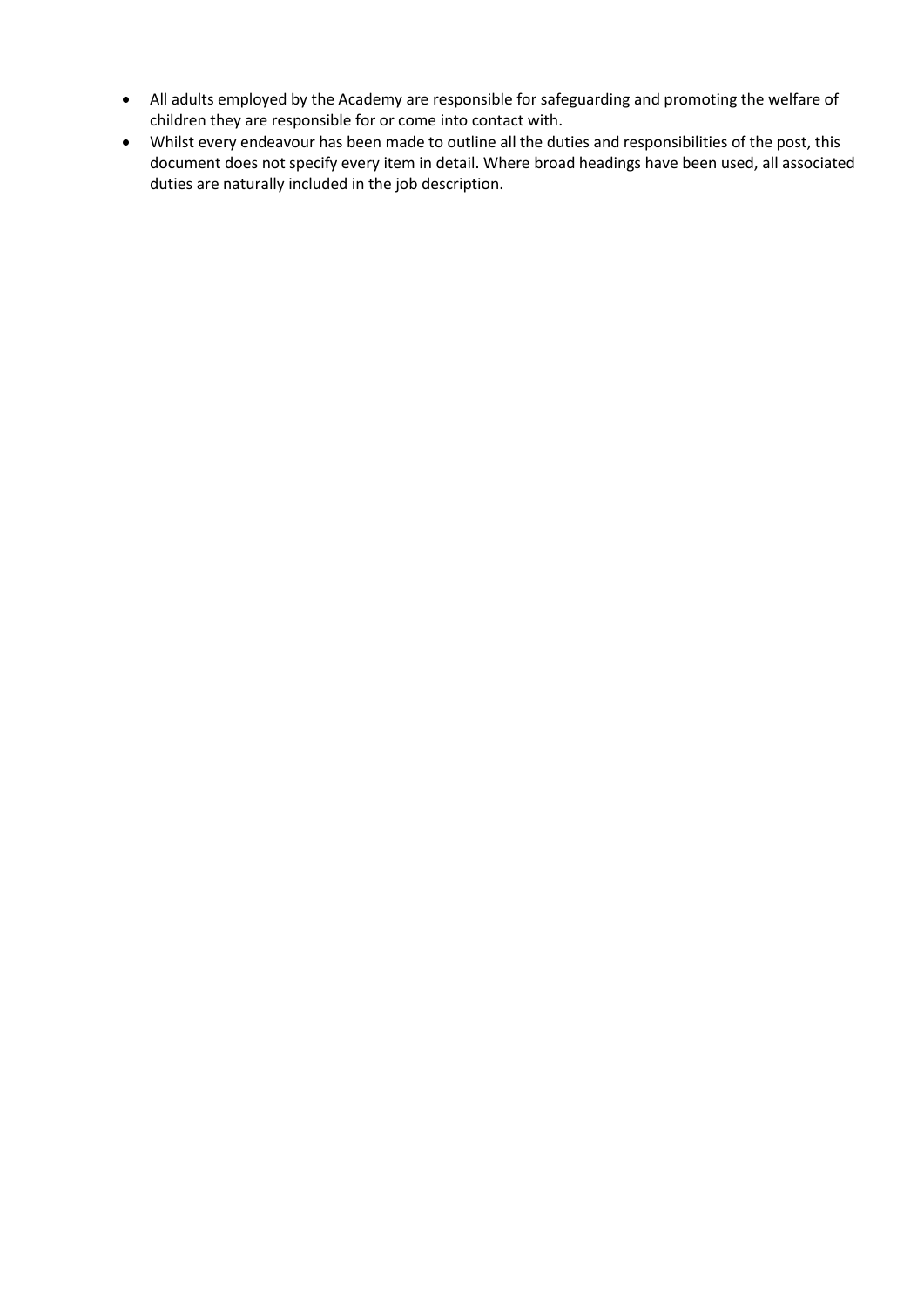- All adults employed by the Academy are responsible for safeguarding and promoting the welfare of children they are responsible for or come into contact with.
- Whilst every endeavour has been made to outline all the duties and responsibilities of the post, this document does not specify every item in detail. Where broad headings have been used, all associated duties are naturally included in the job description.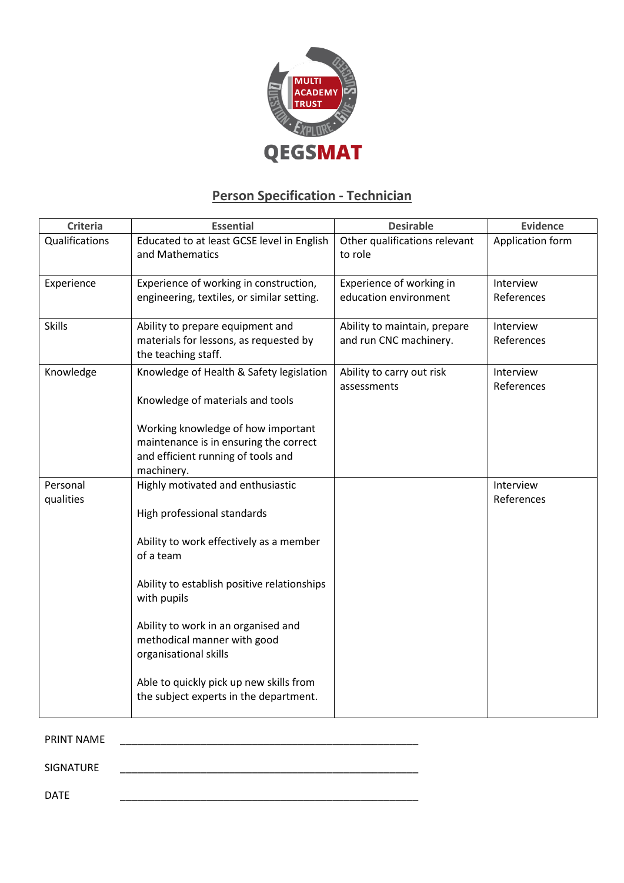QEGSMAT

## Person Specification - Technician

| Criteria | Essential | Desirable | Evidence |
|---|---|---|---|
| Qualifications | Educated to at least GCSE level in English and Mathematics | Other qualifications relevant to role | Application form |
| Experience | Experience of working in construction, engineering, textiles, or similar setting. | Experience of working in education environment | Interview<br>References |
| Skills | Ability to prepare equipment and materials for lessons, as requested by the teaching staff. | Ability to maintain, prepare and run CNC machinery. | Interview<br>References |
| Knowledge | Knowledge of Health & Safety legislation<br><br>Knowledge of materials and tools<br><br>Working knowledge of how important maintenance is in ensuring the correct and efficient running of tools and machinery. | Ability to carry out risk assessments | Interview<br>References |
| Personal qualities | Highly motivated and enthusiastic<br><br>High professional standards<br><br>Ability to work effectively as a member of a team<br><br>Ability to establish positive relationships with pupils<br><br>Ability to work in an organised and methodical manner with good organisational skills<br><br>Able to quickly pick up new skills from the subject experts in the department. | | Interview<br>References |

PRINT NAME ______________________________________________

SIGNATURE ______________________________________________

DATE ______________________________________________